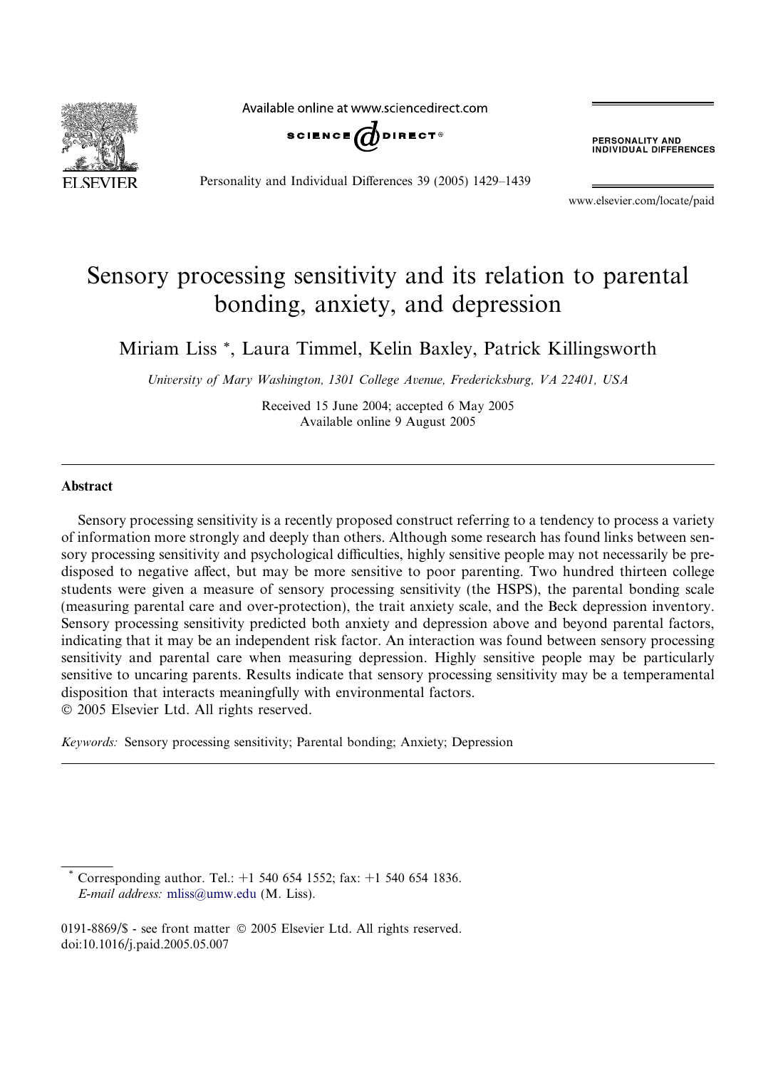# Sensory processing sensitivity and its relation to parental bonding, anxiety, and depression

Miriam Liss *, Laura Timmel, Kelin Baxley, Patrick Killingsworth

*University of Mary Washington, 1301 College Avenue, Fredericksburg, VA 22401, USA*

Received 15 June 2004; accepted 6 May 2005
Available online 9 August 2005

## Abstract

Sensory processing sensitivity is a recently proposed construct referring to a tendency to process a variety of information more strongly and deeply than others. Although some research has found links between sensory processing sensitivity and psychological difficulties, highly sensitive people may not necessarily be predisposed to negative affect, but may be more sensitive to poor parenting. Two hundred thirteen college students were given a measure of sensory processing sensitivity (the HSPS), the parental bonding scale (measuring parental care and over-protection), the trait anxiety scale, and the Beck depression inventory. Sensory processing sensitivity predicted both anxiety and depression above and beyond parental factors, indicating that it may be an independent risk factor. An interaction was found between sensory processing sensitivity and parental care when measuring depression. Highly sensitive people may be particularly sensitive to uncaring parents. Results indicate that sensory processing sensitivity may be a temperamental disposition that interacts meaningfully with environmental factors.

© 2005 Elsevier Ltd. All rights reserved.

*Keywords:* Sensory processing sensitivity; Parental bonding; Anxiety; Depression

---

\* Corresponding author. Tel.: +1 540 654 1552; fax: +1 540 654 1836.
*E-mail address:* mliss@umw.edu (M. Liss).

0191-8869/$ - see front matter © 2005 Elsevier Ltd. All rights reserved.
doi:10.1016/j.paid.2005.05.007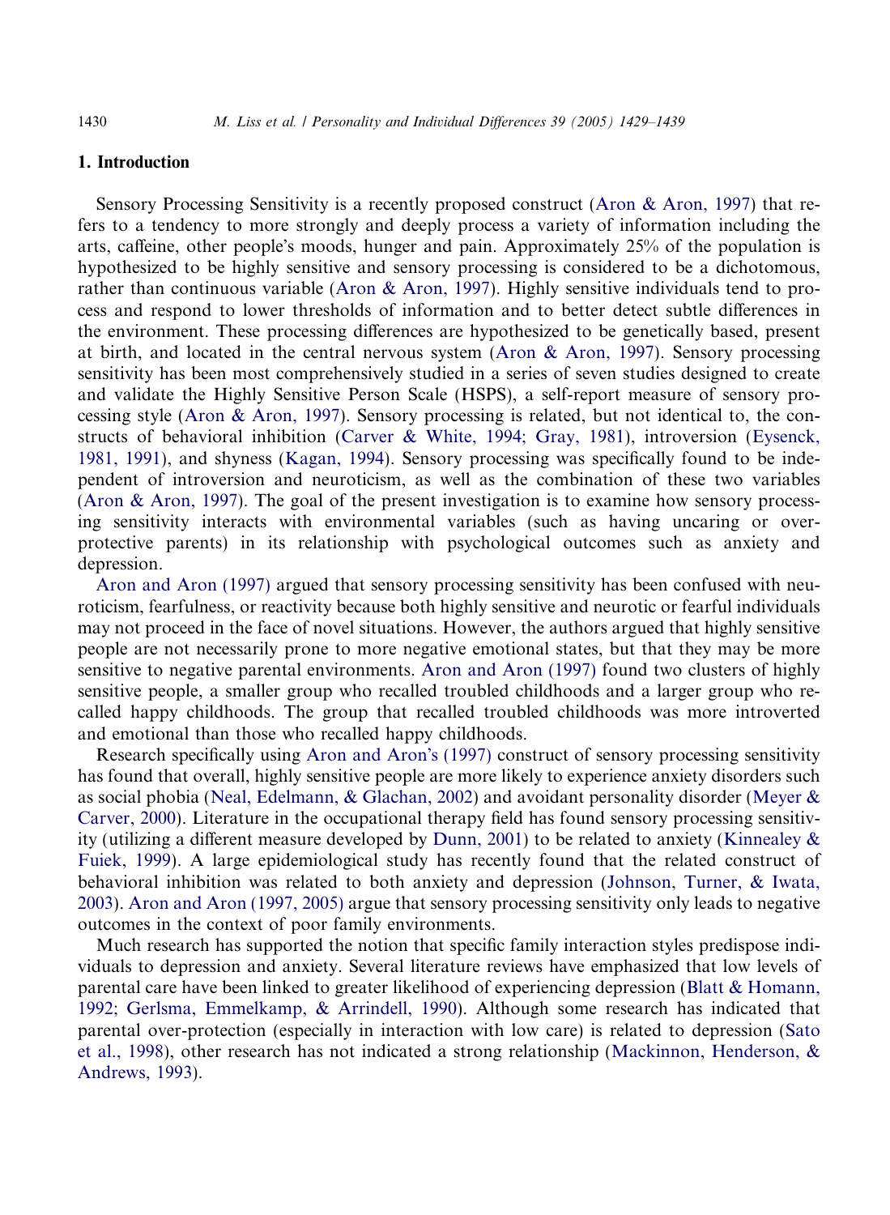## 1. Introduction

Sensory Processing Sensitivity is a recently proposed construct (Aron & Aron, 1997) that refers to a tendency to more strongly and deeply process a variety of information including the arts, caffeine, other people's moods, hunger and pain. Approximately 25% of the population is hypothesized to be highly sensitive and sensory processing is considered to be a dichotomous, rather than continuous variable (Aron & Aron, 1997). Highly sensitive individuals tend to process and respond to lower thresholds of information and to better detect subtle differences in the environment. These processing differences are hypothesized to be genetically based, present at birth, and located in the central nervous system (Aron & Aron, 1997). Sensory processing sensitivity has been most comprehensively studied in a series of seven studies designed to create and validate the Highly Sensitive Person Scale (HSPS), a self-report measure of sensory processing style (Aron & Aron, 1997). Sensory processing is related, but not identical to, the constructs of behavioral inhibition (Carver & White, 1994; Gray, 1981), introversion (Eysenck, 1981, 1991), and shyness (Kagan, 1994). Sensory processing was specifically found to be independent of introversion and neuroticism, as well as the combination of these two variables (Aron & Aron, 1997). The goal of the present investigation is to examine how sensory processing sensitivity interacts with environmental variables (such as having uncaring or overprotective parents) in its relationship with psychological outcomes such as anxiety and depression.

Aron and Aron (1997) argued that sensory processing sensitivity has been confused with neuroticism, fearfulness, or reactivity because both highly sensitive and neurotic or fearful individuals may not proceed in the face of novel situations. However, the authors argued that highly sensitive people are not necessarily prone to more negative emotional states, but that they may be more sensitive to negative parental environments. Aron and Aron (1997) found two clusters of highly sensitive people, a smaller group who recalled troubled childhoods and a larger group who recalled happy childhoods. The group that recalled troubled childhoods was more introverted and emotional than those who recalled happy childhoods.

Research specifically using Aron and Aron's (1997) construct of sensory processing sensitivity has found that overall, highly sensitive people are more likely to experience anxiety disorders such as social phobia (Neal, Edelmann, & Glachan, 2002) and avoidant personality disorder (Meyer & Carver, 2000). Literature in the occupational therapy field has found sensory processing sensitivity (utilizing a different measure developed by Dunn, 2001) to be related to anxiety (Kinnealey & Fuiek, 1999). A large epidemiological study has recently found that the related construct of behavioral inhibition was related to both anxiety and depression (Johnson, Turner, & Iwata, 2003). Aron and Aron (1997, 2005) argue that sensory processing sensitivity only leads to negative outcomes in the context of poor family environments.

Much research has supported the notion that specific family interaction styles predispose individuals to depression and anxiety. Several literature reviews have emphasized that low levels of parental care have been linked to greater likelihood of experiencing depression (Blatt & Homann, 1992; Gerlsma, Emmelkamp, & Arrindell, 1990). Although some research has indicated that parental over-protection (especially in interaction with low care) is related to depression (Sato et al., 1998), other research has not indicated a strong relationship (Mackinnon, Henderson, & Andrews, 1993).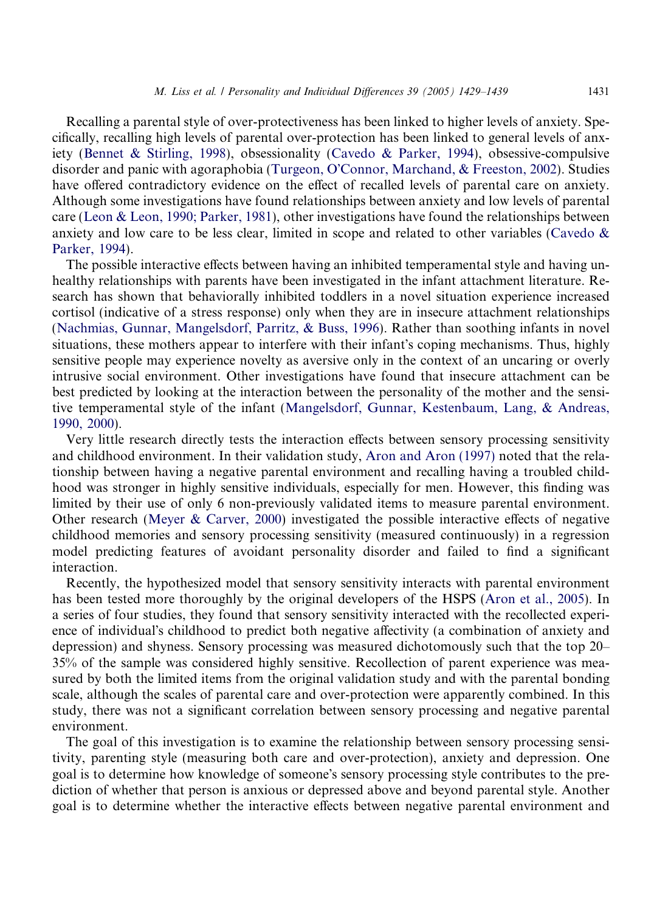Recalling a parental style of over-protectiveness has been linked to higher levels of anxiety. Specifically, recalling high levels of parental over-protection has been linked to general levels of anxiety (Bennet & Stirling, 1998), obsessionality (Cavedo & Parker, 1994), obsessive-compulsive disorder and panic with agoraphobia (Turgeon, O'Connor, Marchand, & Freeston, 2002). Studies have offered contradictory evidence on the effect of recalled levels of parental care on anxiety. Although some investigations have found relationships between anxiety and low levels of parental care (Leon & Leon, 1990; Parker, 1981), other investigations have found the relationships between anxiety and low care to be less clear, limited in scope and related to other variables (Cavedo & Parker, 1994).

The possible interactive effects between having an inhibited temperamental style and having unhealthy relationships with parents have been investigated in the infant attachment literature. Research has shown that behaviorally inhibited toddlers in a novel situation experience increased cortisol (indicative of a stress response) only when they are in insecure attachment relationships (Nachmias, Gunnar, Mangelsdorf, Parritz, & Buss, 1996). Rather than soothing infants in novel situations, these mothers appear to interfere with their infant's coping mechanisms. Thus, highly sensitive people may experience novelty as aversive only in the context of an uncaring or overly intrusive social environment. Other investigations have found that insecure attachment can be best predicted by looking at the interaction between the personality of the mother and the sensitive temperamental style of the infant (Mangelsdorf, Gunnar, Kestenbaum, Lang, & Andreas, 1990, 2000).

Very little research directly tests the interaction effects between sensory processing sensitivity and childhood environment. In their validation study, Aron and Aron (1997) noted that the relationship between having a negative parental environment and recalling having a troubled childhood was stronger in highly sensitive individuals, especially for men. However, this finding was limited by their use of only 6 non-previously validated items to measure parental environment. Other research (Meyer & Carver, 2000) investigated the possible interactive effects of negative childhood memories and sensory processing sensitivity (measured continuously) in a regression model predicting features of avoidant personality disorder and failed to find a significant interaction.

Recently, the hypothesized model that sensory sensitivity interacts with parental environment has been tested more thoroughly by the original developers of the HSPS (Aron et al., 2005). In a series of four studies, they found that sensory sensitivity interacted with the recollected experience of individual's childhood to predict both negative affectivity (a combination of anxiety and depression) and shyness. Sensory processing was measured dichotomously such that the top 20–35% of the sample was considered highly sensitive. Recollection of parent experience was measured by both the limited items from the original validation study and with the parental bonding scale, although the scales of parental care and over-protection were apparently combined. In this study, there was not a significant correlation between sensory processing and negative parental environment.

The goal of this investigation is to examine the relationship between sensory processing sensitivity, parenting style (measuring both care and over-protection), anxiety and depression. One goal is to determine how knowledge of someone's sensory processing style contributes to the prediction of whether that person is anxious or depressed above and beyond parental style. Another goal is to determine whether the interactive effects between negative parental environment and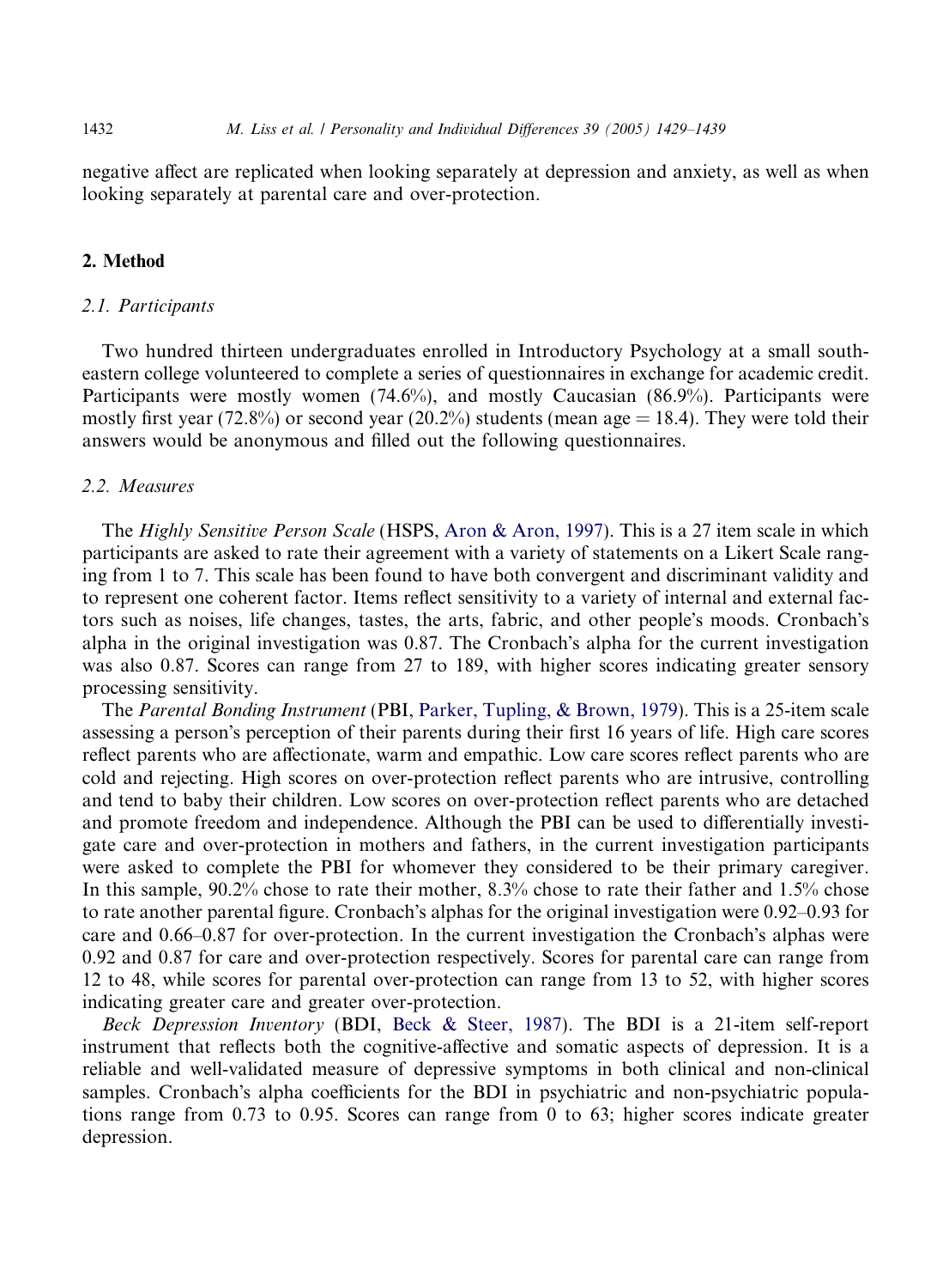negative affect are replicated when looking separately at depression and anxiety, as well as when looking separately at parental care and over-protection.

## 2. Method

### 2.1. Participants

Two hundred thirteen undergraduates enrolled in Introductory Psychology at a small southeastern college volunteered to complete a series of questionnaires in exchange for academic credit. Participants were mostly women (74.6%), and mostly Caucasian (86.9%). Participants were mostly first year (72.8%) or second year (20.2%) students (mean age = 18.4). They were told their answers would be anonymous and filled out the following questionnaires.

### 2.2. Measures

The *Highly Sensitive Person Scale* (HSPS, Aron & Aron, 1997). This is a 27 item scale in which participants are asked to rate their agreement with a variety of statements on a Likert Scale ranging from 1 to 7. This scale has been found to have both convergent and discriminant validity and to represent one coherent factor. Items reflect sensitivity to a variety of internal and external factors such as noises, life changes, tastes, the arts, fabric, and other people's moods. Cronbach's alpha in the original investigation was 0.87. The Cronbach's alpha for the current investigation was also 0.87. Scores can range from 27 to 189, with higher scores indicating greater sensory processing sensitivity.

The *Parental Bonding Instrument* (PBI, Parker, Tupling, & Brown, 1979). This is a 25-item scale assessing a person's perception of their parents during their first 16 years of life. High care scores reflect parents who are affectionate, warm and empathic. Low care scores reflect parents who are cold and rejecting. High scores on over-protection reflect parents who are intrusive, controlling and tend to baby their children. Low scores on over-protection reflect parents who are detached and promote freedom and independence. Although the PBI can be used to differentially investigate care and over-protection in mothers and fathers, in the current investigation participants were asked to complete the PBI for whomever they considered to be their primary caregiver. In this sample, 90.2% chose to rate their mother, 8.3% chose to rate their father and 1.5% chose to rate another parental figure. Cronbach's alphas for the original investigation were 0.92–0.93 for care and 0.66–0.87 for over-protection. In the current investigation the Cronbach's alphas were 0.92 and 0.87 for care and over-protection respectively. Scores for parental care can range from 12 to 48, while scores for parental over-protection can range from 13 to 52, with higher scores indicating greater care and greater over-protection.

*Beck Depression Inventory* (BDI, Beck & Steer, 1987). The BDI is a 21-item self-report instrument that reflects both the cognitive-affective and somatic aspects of depression. It is a reliable and well-validated measure of depressive symptoms in both clinical and non-clinical samples. Cronbach's alpha coefficients for the BDI in psychiatric and non-psychiatric populations range from 0.73 to 0.95. Scores can range from 0 to 63; higher scores indicate greater depression.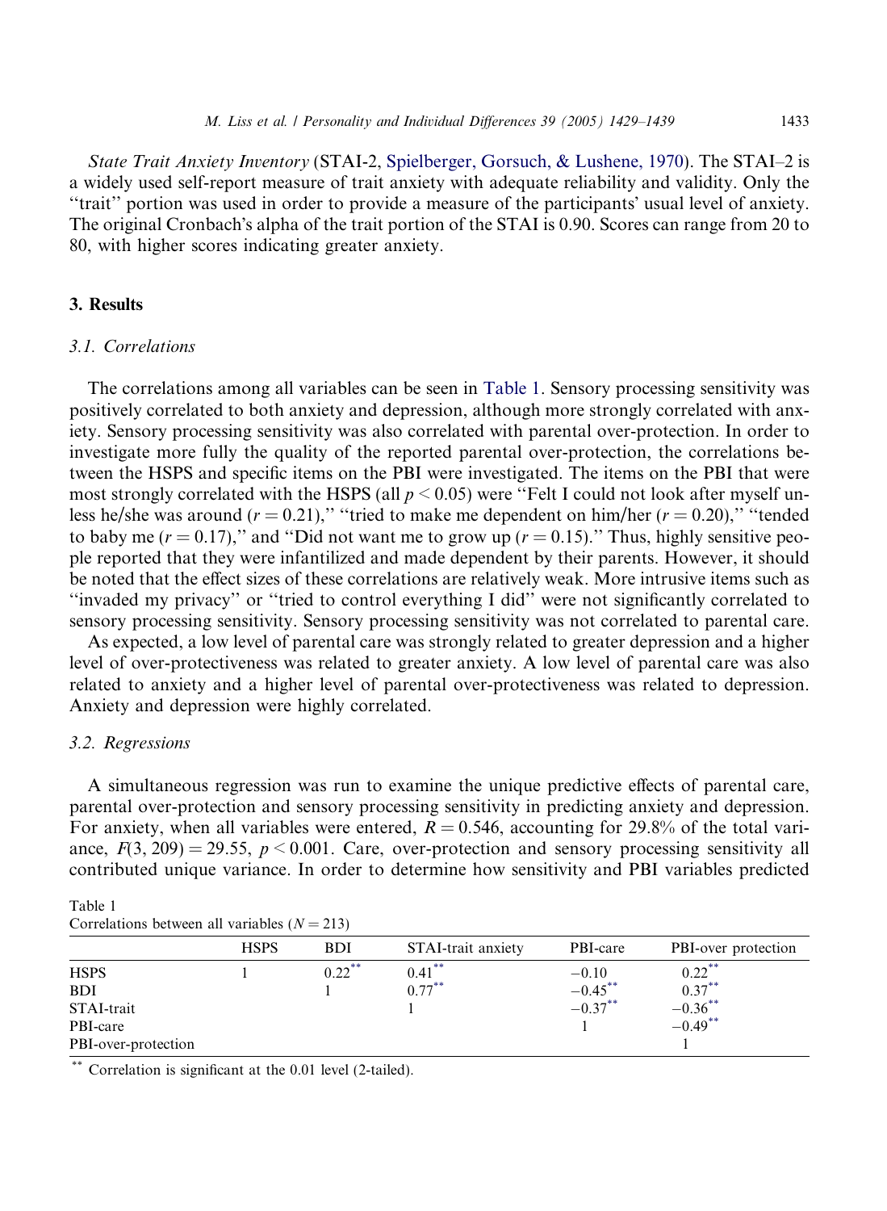*State Trait Anxiety Inventory* (STAI-2, Spielberger, Gorsuch, & Lushene, 1970). The STAI–2 is a widely used self-report measure of trait anxiety with adequate reliability and validity. Only the "trait" portion was used in order to provide a measure of the participants' usual level of anxiety. The original Cronbach's alpha of the trait portion of the STAI is 0.90. Scores can range from 20 to 80, with higher scores indicating greater anxiety.

## 3. Results

### 3.1. Correlations

The correlations among all variables can be seen in Table 1. Sensory processing sensitivity was positively correlated to both anxiety and depression, although more strongly correlated with anxiety. Sensory processing sensitivity was also correlated with parental over-protection. In order to investigate more fully the quality of the reported parental over-protection, the correlations between the HSPS and specific items on the PBI were investigated. The items on the PBI that were most strongly correlated with the HSPS (all $p < 0.05$) were "Felt I could not look after myself unless he/she was around ($r = 0.21$)," "tried to make me dependent on him/her ($r = 0.20$)," "tended to baby me ($r = 0.17$)," and "Did not want me to grow up ($r = 0.15$)." Thus, highly sensitive people reported that they were infantilized and made dependent by their parents. However, it should be noted that the effect sizes of these correlations are relatively weak. More intrusive items such as "invaded my privacy" or "tried to control everything I did" were not significantly correlated to sensory processing sensitivity. Sensory processing sensitivity was not correlated to parental care.

As expected, a low level of parental care was strongly related to greater depression and a higher level of over-protectiveness was related to greater anxiety. A low level of parental care was also related to anxiety and a higher level of parental over-protectiveness was related to depression. Anxiety and depression were highly correlated.

### 3.2. Regressions

A simultaneous regression was run to examine the unique predictive effects of parental care, parental over-protection and sensory processing sensitivity in predicting anxiety and depression. For anxiety, when all variables were entered, $R = 0.546$, accounting for 29.8% of the total variance, $F(3, 209) = 29.55$, $p < 0.001$. Care, over-protection and sensory processing sensitivity all contributed unique variance. In order to determine how sensitivity and PBI variables predicted

Table 1
Correlations between all variables ($N = 213$)

| | HSPS | BDI | STAI-trait anxiety | PBI-care | PBI-over protection |
|---|---|---|---|---|---|
| HSPS | 1 | 0.22** | 0.41** | −0.10 | 0.22** |
| BDI | | 1 | 0.77** | −0.45** | 0.37** |
| STAI-trait | | | 1 | −0.37** | −0.36** |
| PBI-care | | | | 1 | −0.49** |
| PBI-over-protection | | | | | 1 |

** Correlation is significant at the 0.01 level (2-tailed).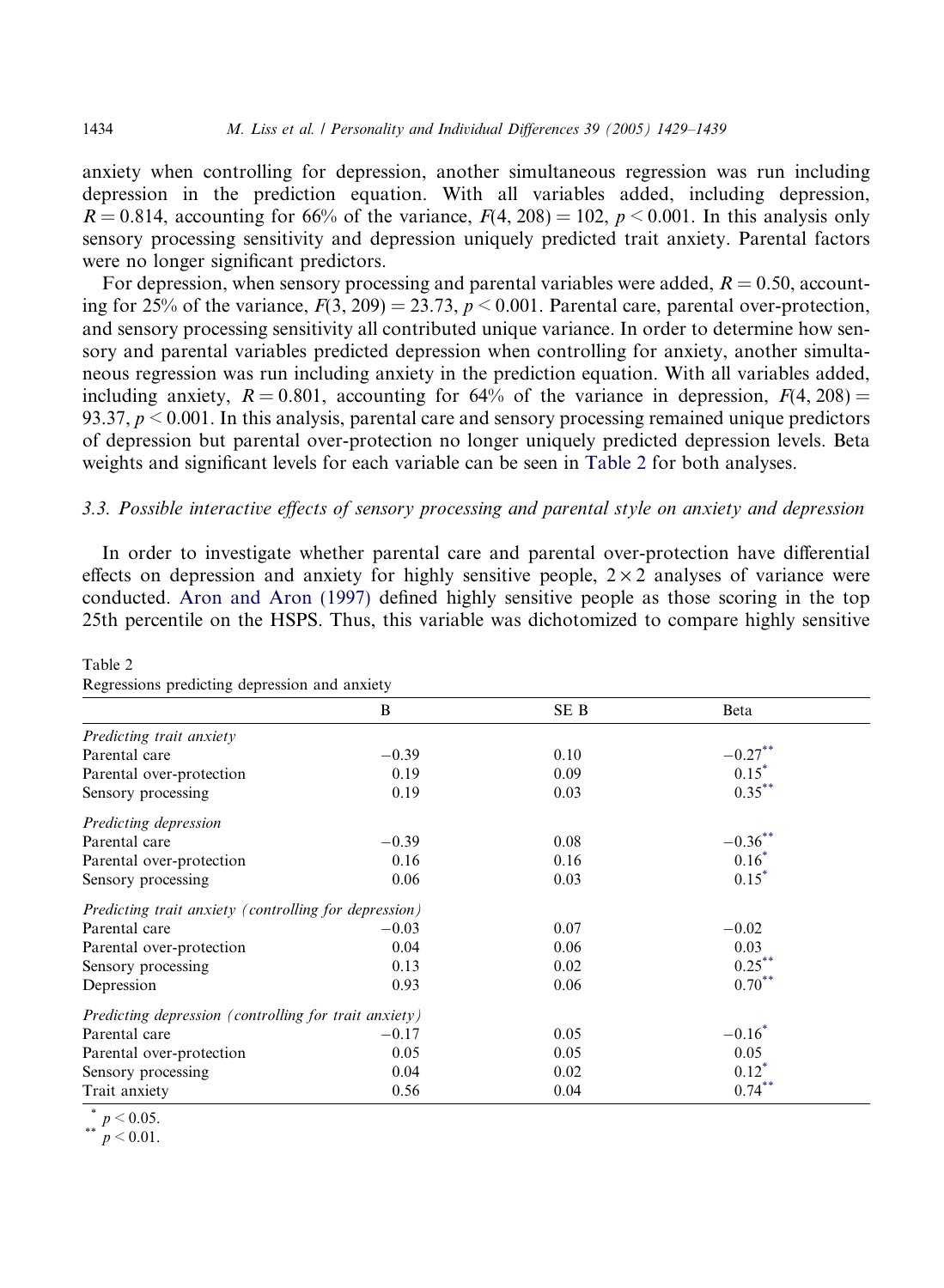anxiety when controlling for depression, another simultaneous regression was run including depression in the prediction equation. With all variables added, including depression, $R = 0.814$, accounting for 66% of the variance, $F(4, 208) = 102$, $p < 0.001$. In this analysis only sensory processing sensitivity and depression uniquely predicted trait anxiety. Parental factors were no longer significant predictors.

For depression, when sensory processing and parental variables were added, $R = 0.50$, accounting for 25% of the variance, $F(3, 209) = 23.73$, $p < 0.001$. Parental care, parental over-protection, and sensory processing sensitivity all contributed unique variance. In order to determine how sensory and parental variables predicted depression when controlling for anxiety, another simultaneous regression was run including anxiety in the prediction equation. With all variables added, including anxiety, $R = 0.801$, accounting for 64% of the variance in depression, $F(4, 208) = 93.37$, $p < 0.001$. In this analysis, parental care and sensory processing remained unique predictors of depression but parental over-protection no longer uniquely predicted depression levels. Beta weights and significant levels for each variable can be seen in Table 2 for both analyses.

### 3.3. Possible interactive effects of sensory processing and parental style on anxiety and depression

In order to investigate whether parental care and parental over-protection have differential effects on depression and anxiety for highly sensitive people, $2 \times 2$ analyses of variance were conducted. Aron and Aron (1997) defined highly sensitive people as those scoring in the top 25th percentile on the HSPS. Thus, this variable was dichotomized to compare highly sensitive

Table 2
Regressions predicting depression and anxiety

| | B | SE B | Beta |
|---|---|---|---|
| *Predicting trait anxiety* | | | |
| Parental care | −0.39 | 0.10 | $-0.27^{**}$ |
| Parental over-protection | 0.19 | 0.09 | $0.15^{*}$ |
| Sensory processing | 0.19 | 0.03 | $0.35^{**}$ |
| *Predicting depression* | | | |
| Parental care | −0.39 | 0.08 | $-0.36^{**}$ |
| Parental over-protection | 0.16 | 0.16 | $0.16^{*}$ |
| Sensory processing | 0.06 | 0.03 | $0.15^{*}$ |
| *Predicting trait anxiety (controlling for depression)* | | | |
| Parental care | −0.03 | 0.07 | −0.02 |
| Parental over-protection | 0.04 | 0.06 | 0.03 |
| Sensory processing | 0.13 | 0.02 | $0.25^{**}$ |
| Depression | 0.93 | 0.06 | $0.70^{**}$ |
| *Predicting depression (controlling for trait anxiety)* | | | |
| Parental care | −0.17 | 0.05 | $-0.16^{*}$ |
| Parental over-protection | 0.05 | 0.05 | 0.05 |
| Sensory processing | 0.04 | 0.02 | $0.12^{*}$ |
| Trait anxiety | 0.56 | 0.04 | $0.74^{**}$ |

\* $p < 0.05$.
\*\* $p < 0.01$.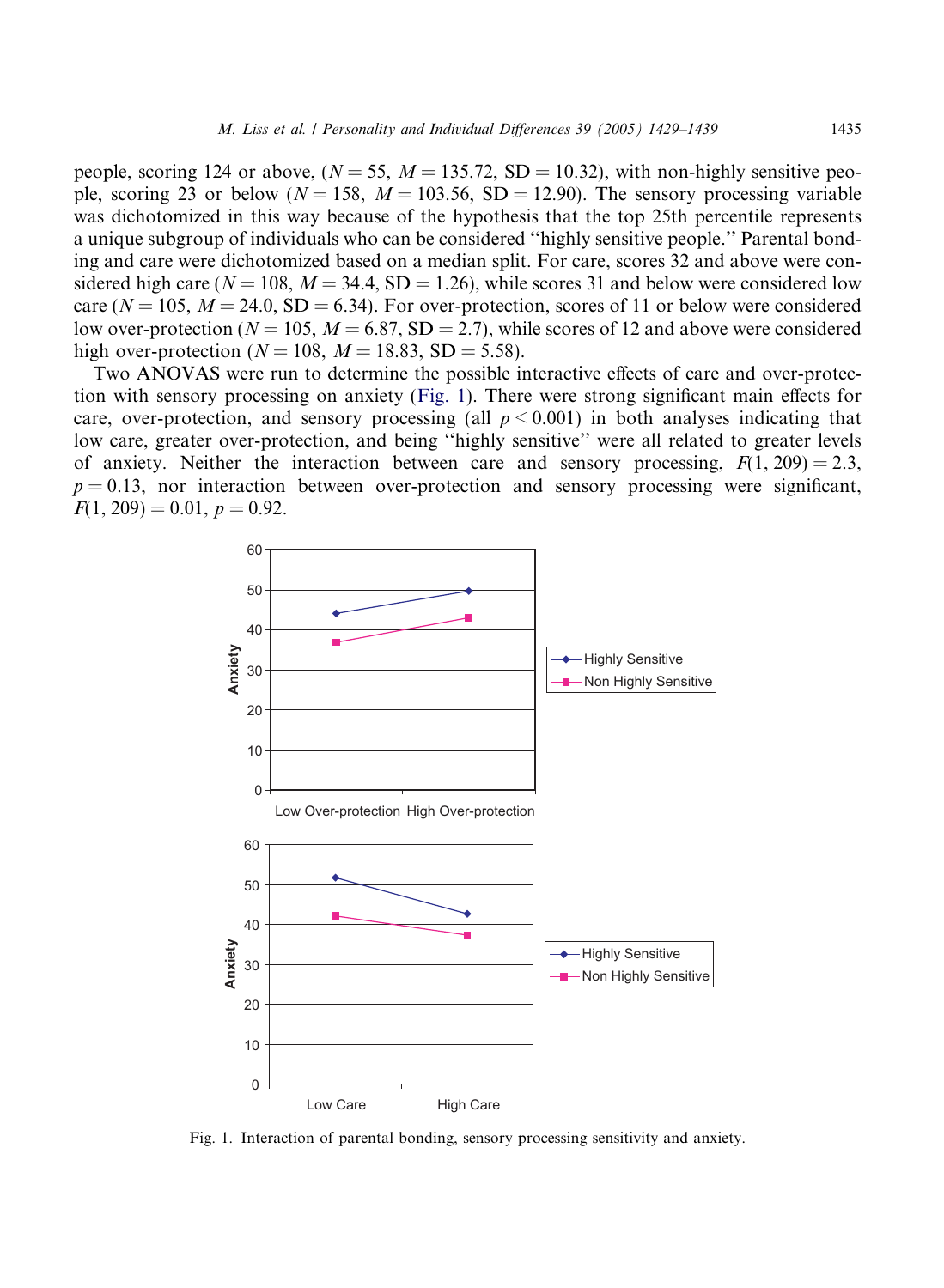people, scoring 124 or above, ($N = 55$, $M = 135.72$, $SD = 10.32$), with non-highly sensitive people, scoring 23 or below ($N = 158$, $M = 103.56$, $SD = 12.90$). The sensory processing variable was dichotomized in this way because of the hypothesis that the top 25th percentile represents a unique subgroup of individuals who can be considered ''highly sensitive people.'' Parental bonding and care were dichotomized based on a median split. For care, scores 32 and above were considered high care ($N = 108$, $M = 34.4$, $SD = 1.26$), while scores 31 and below were considered low care ($N = 105$, $M = 24.0$, $SD = 6.34$). For over-protection, scores of 11 or below were considered low over-protection ($N = 105$, $M = 6.87$, $SD = 2.7$), while scores of 12 and above were considered high over-protection ($N = 108$, $M = 18.83$, $SD = 5.58$).

Two ANOVAS were run to determine the possible interactive effects of care and over-protection with sensory processing on anxiety (Fig. 1). There were strong significant main effects for care, over-protection, and sensory processing (all $p < 0.001$) in both analyses indicating that low care, greater over-protection, and being ''highly sensitive'' were all related to greater levels of anxiety. Neither the interaction between care and sensory processing, $F(1, 209) = 2.3$, $p = 0.13$, nor interaction between over-protection and sensory processing were significant, $F(1, 209) = 0.01$, $p = 0.92$.

Fig. 1. Interaction of parental bonding, sensory processing sensitivity and anxiety.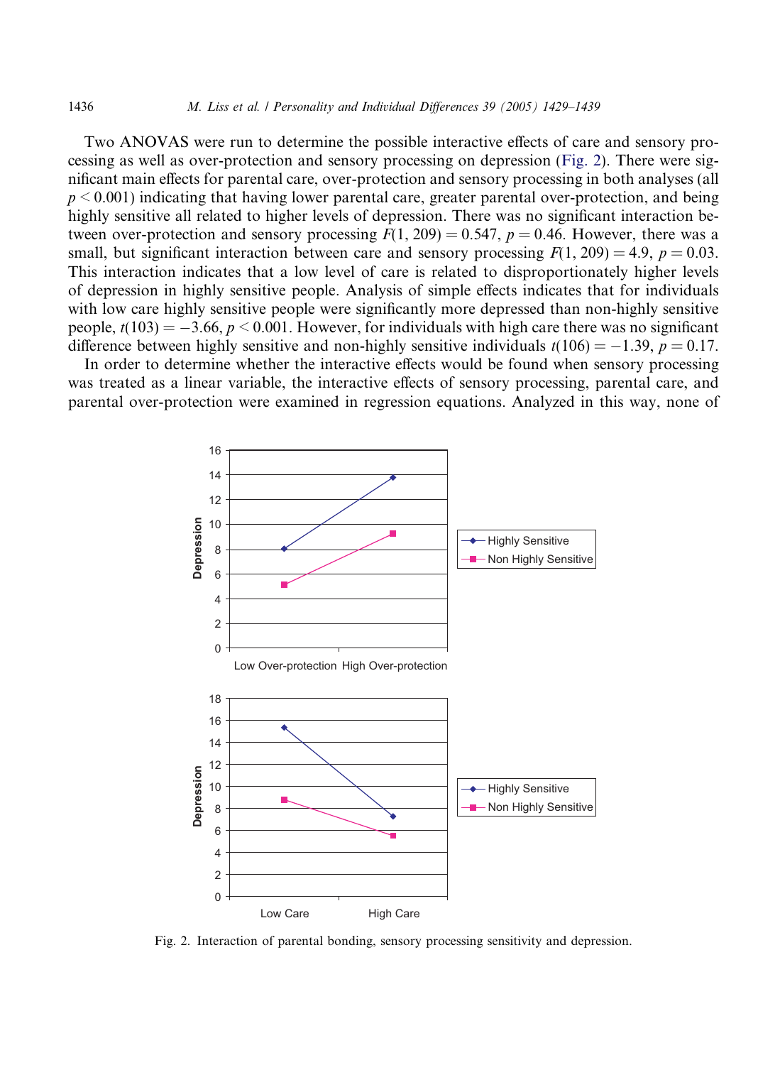Two ANOVAS were run to determine the possible interactive effects of care and sensory processing as well as over-protection and sensory processing on depression (Fig. 2). There were significant main effects for parental care, over-protection and sensory processing in both analyses (all $p < 0.001$) indicating that having lower parental care, greater parental over-protection, and being highly sensitive all related to higher levels of depression. There was no significant interaction between over-protection and sensory processing $F(1, 209) = 0.547$, $p = 0.46$. However, there was a small, but significant interaction between care and sensory processing $F(1, 209) = 4.9$, $p = 0.03$. This interaction indicates that a low level of care is related to disproportionately higher levels of depression in highly sensitive people. Analysis of simple effects indicates that for individuals with low care highly sensitive people were significantly more depressed than non-highly sensitive people, $t(103) = -3.66$, $p < 0.001$. However, for individuals with high care there was no significant difference between highly sensitive and non-highly sensitive individuals $t(106) = -1.39$, $p = 0.17$.

In order to determine whether the interactive effects would be found when sensory processing was treated as a linear variable, the interactive effects of sensory processing, parental care, and parental over-protection were examined in regression equations. Analyzed in this way, none of

Fig. 2. Interaction of parental bonding, sensory processing sensitivity and depression.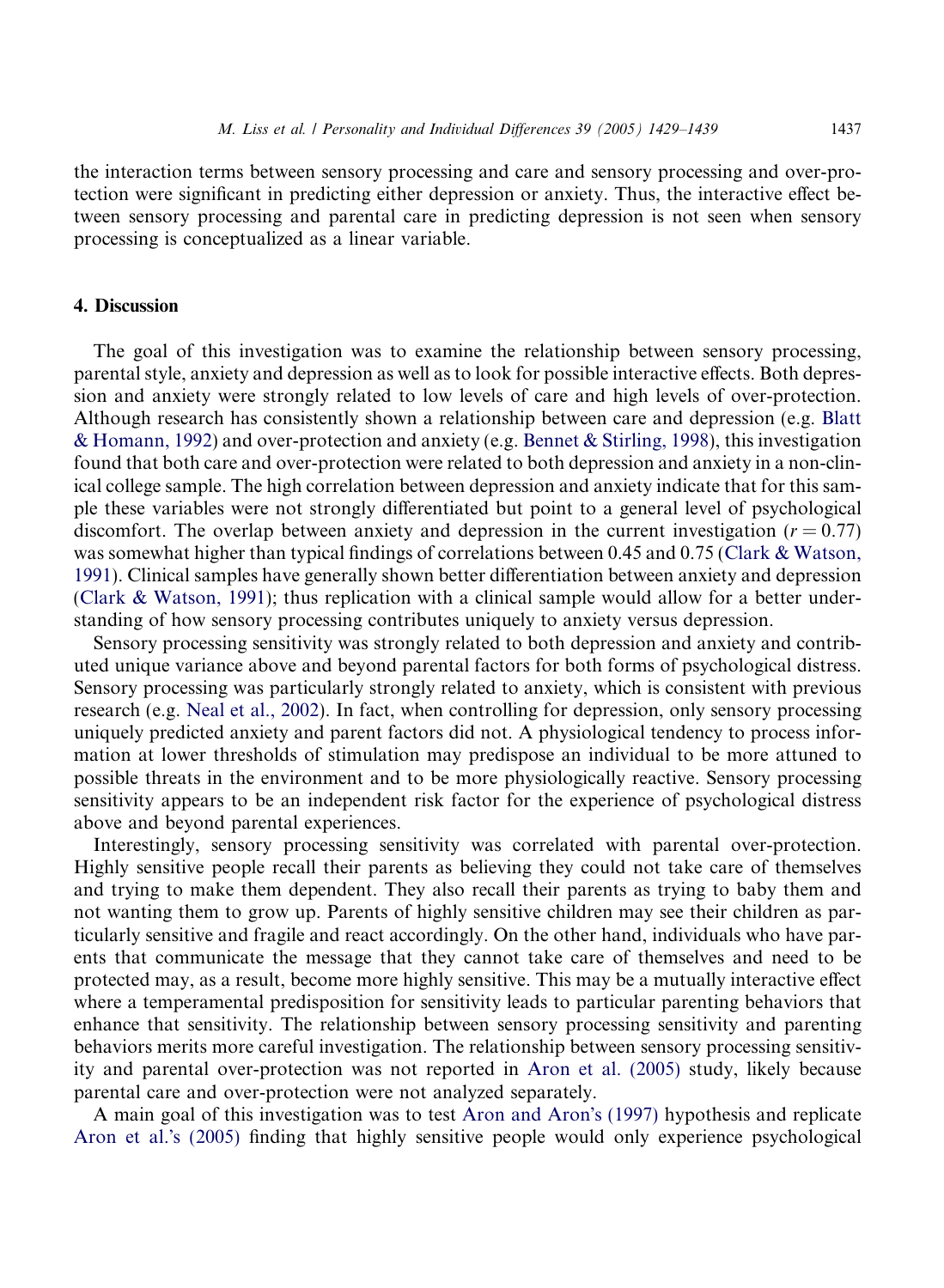the interaction terms between sensory processing and care and sensory processing and over-protection were significant in predicting either depression or anxiety. Thus, the interactive effect between sensory processing and parental care in predicting depression is not seen when sensory processing is conceptualized as a linear variable.

## 4. Discussion

The goal of this investigation was to examine the relationship between sensory processing, parental style, anxiety and depression as well as to look for possible interactive effects. Both depression and anxiety were strongly related to low levels of care and high levels of over-protection. Although research has consistently shown a relationship between care and depression (e.g. Blatt & Homann, 1992) and over-protection and anxiety (e.g. Bennet & Stirling, 1998), this investigation found that both care and over-protection were related to both depression and anxiety in a non-clinical college sample. The high correlation between depression and anxiety indicate that for this sample these variables were not strongly differentiated but point to a general level of psychological discomfort. The overlap between anxiety and depression in the current investigation ($r = 0.77$) was somewhat higher than typical findings of correlations between 0.45 and 0.75 (Clark & Watson, 1991). Clinical samples have generally shown better differentiation between anxiety and depression (Clark & Watson, 1991); thus replication with a clinical sample would allow for a better understanding of how sensory processing contributes uniquely to anxiety versus depression.

Sensory processing sensitivity was strongly related to both depression and anxiety and contributed unique variance above and beyond parental factors for both forms of psychological distress. Sensory processing was particularly strongly related to anxiety, which is consistent with previous research (e.g. Neal et al., 2002). In fact, when controlling for depression, only sensory processing uniquely predicted anxiety and parent factors did not. A physiological tendency to process information at lower thresholds of stimulation may predispose an individual to be more attuned to possible threats in the environment and to be more physiologically reactive. Sensory processing sensitivity appears to be an independent risk factor for the experience of psychological distress above and beyond parental experiences.

Interestingly, sensory processing sensitivity was correlated with parental over-protection. Highly sensitive people recall their parents as believing they could not take care of themselves and trying to make them dependent. They also recall their parents as trying to baby them and not wanting them to grow up. Parents of highly sensitive children may see their children as particularly sensitive and fragile and react accordingly. On the other hand, individuals who have parents that communicate the message that they cannot take care of themselves and need to be protected may, as a result, become more highly sensitive. This may be a mutually interactive effect where a temperamental predisposition for sensitivity leads to particular parenting behaviors that enhance that sensitivity. The relationship between sensory processing sensitivity and parenting behaviors merits more careful investigation. The relationship between sensory processing sensitivity and parental over-protection was not reported in Aron et al. (2005) study, likely because parental care and over-protection were not analyzed separately.

A main goal of this investigation was to test Aron and Aron's (1997) hypothesis and replicate Aron et al.'s (2005) finding that highly sensitive people would only experience psychological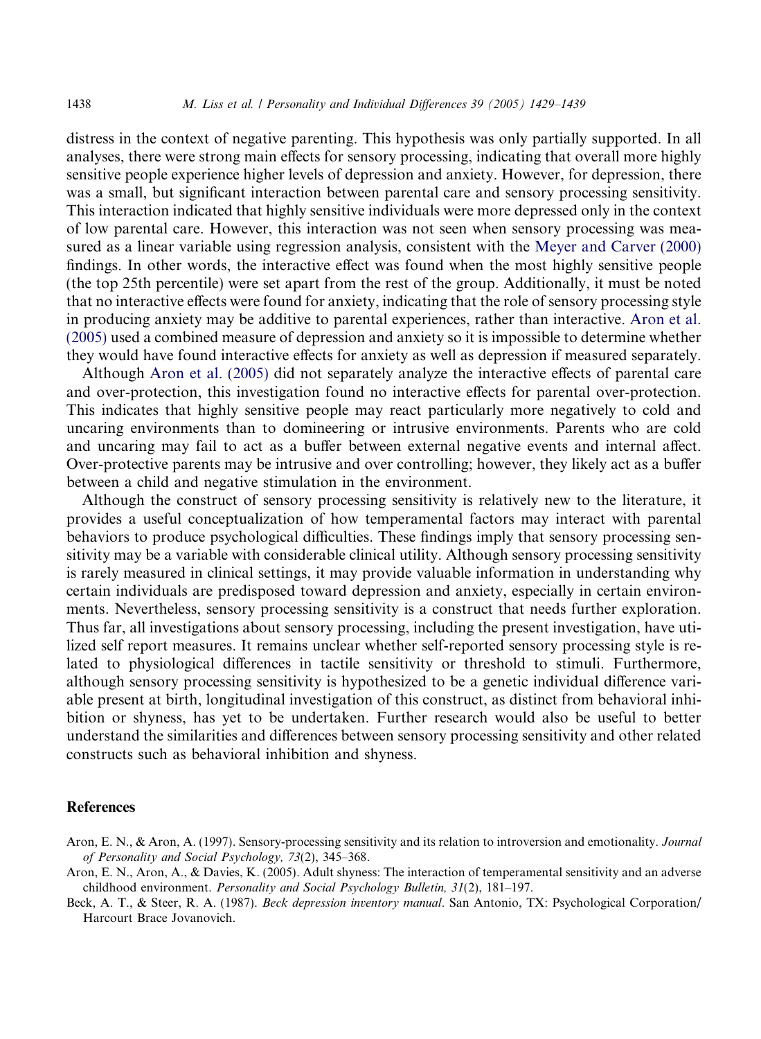distress in the context of negative parenting. This hypothesis was only partially supported. In all analyses, there were strong main effects for sensory processing, indicating that overall more highly sensitive people experience higher levels of depression and anxiety. However, for depression, there was a small, but significant interaction between parental care and sensory processing sensitivity. This interaction indicated that highly sensitive individuals were more depressed only in the context of low parental care. However, this interaction was not seen when sensory processing was measured as a linear variable using regression analysis, consistent with the Meyer and Carver (2000) findings. In other words, the interactive effect was found when the most highly sensitive people (the top 25th percentile) were set apart from the rest of the group. Additionally, it must be noted that no interactive effects were found for anxiety, indicating that the role of sensory processing style in producing anxiety may be additive to parental experiences, rather than interactive. Aron et al. (2005) used a combined measure of depression and anxiety so it is impossible to determine whether they would have found interactive effects for anxiety as well as depression if measured separately.

Although Aron et al. (2005) did not separately analyze the interactive effects of parental care and over-protection, this investigation found no interactive effects for parental over-protection. This indicates that highly sensitive people may react particularly more negatively to cold and uncaring environments than to domineering or intrusive environments. Parents who are cold and uncaring may fail to act as a buffer between external negative events and internal affect. Over-protective parents may be intrusive and over controlling; however, they likely act as a buffer between a child and negative stimulation in the environment.

Although the construct of sensory processing sensitivity is relatively new to the literature, it provides a useful conceptualization of how temperamental factors may interact with parental behaviors to produce psychological difficulties. These findings imply that sensory processing sensitivity may be a variable with considerable clinical utility. Although sensory processing sensitivity is rarely measured in clinical settings, it may provide valuable information in understanding why certain individuals are predisposed toward depression and anxiety, especially in certain environments. Nevertheless, sensory processing sensitivity is a construct that needs further exploration. Thus far, all investigations about sensory processing, including the present investigation, have utilized self report measures. It remains unclear whether self-reported sensory processing style is related to physiological differences in tactile sensitivity or threshold to stimuli. Furthermore, although sensory processing sensitivity is hypothesized to be a genetic individual difference variable present at birth, longitudinal investigation of this construct, as distinct from behavioral inhibition or shyness, has yet to be undertaken. Further research would also be useful to better understand the similarities and differences between sensory processing sensitivity and other related constructs such as behavioral inhibition and shyness.

## References

Aron, E. N., & Aron, A. (1997). Sensory-processing sensitivity and its relation to introversion and emotionality. *Journal of Personality and Social Psychology, 73*(2), 345–368.

Aron, E. N., Aron, A., & Davies, K. (2005). Adult shyness: The interaction of temperamental sensitivity and an adverse childhood environment. *Personality and Social Psychology Bulletin, 31*(2), 181–197.

Beck, A. T., & Steer, R. A. (1987). *Beck depression inventory manual*. San Antonio, TX: Psychological Corporation/Harcourt Brace Jovanovich.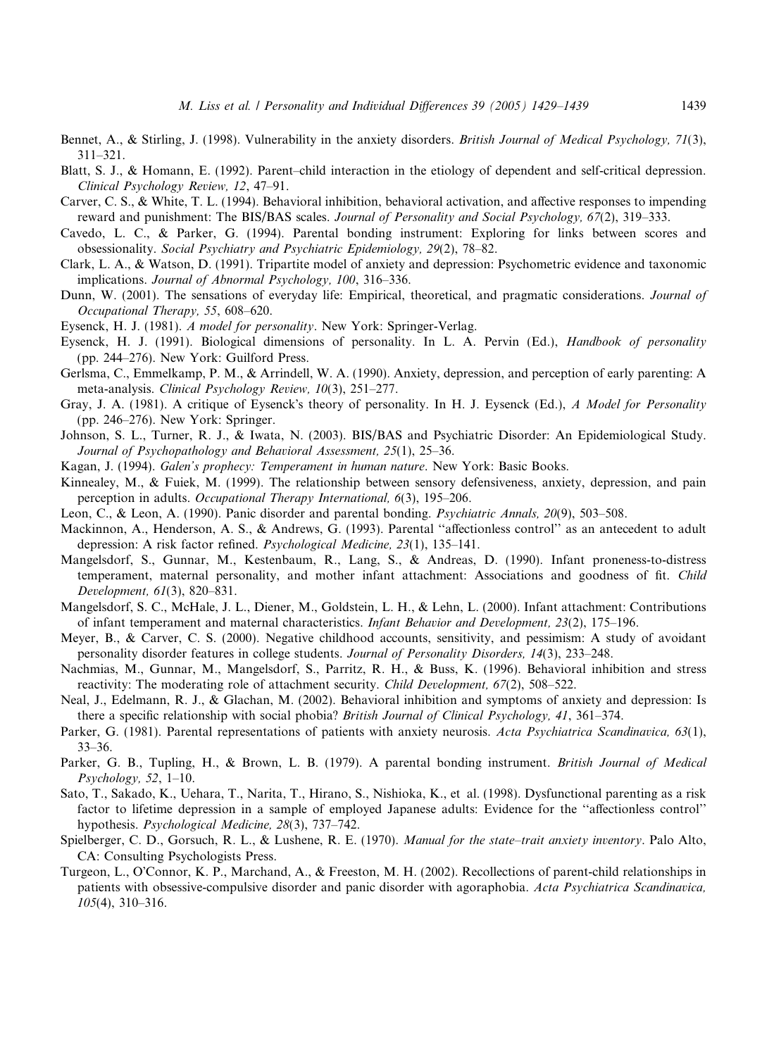Bennet, A., & Stirling, J. (1998). Vulnerability in the anxiety disorders. *British Journal of Medical Psychology, 71*(3), 311–321.

Blatt, S. J., & Homann, E. (1992). Parent–child interaction in the etiology of dependent and self-critical depression. *Clinical Psychology Review, 12*, 47–91.

Carver, C. S., & White, T. L. (1994). Behavioral inhibition, behavioral activation, and affective responses to impending reward and punishment: The BIS/BAS scales. *Journal of Personality and Social Psychology, 67*(2), 319–333.

Cavedo, L. C., & Parker, G. (1994). Parental bonding instrument: Exploring for links between scores and obsessionality. *Social Psychiatry and Psychiatric Epidemiology, 29*(2), 78–82.

Clark, L. A., & Watson, D. (1991). Tripartite model of anxiety and depression: Psychometric evidence and taxonomic implications. *Journal of Abnormal Psychology, 100*, 316–336.

Dunn, W. (2001). The sensations of everyday life: Empirical, theoretical, and pragmatic considerations. *Journal of Occupational Therapy, 55*, 608–620.

Eysenck, H. J. (1981). *A model for personality*. New York: Springer-Verlag.

Eysenck, H. J. (1991). Biological dimensions of personality. In L. A. Pervin (Ed.), *Handbook of personality* (pp. 244–276). New York: Guilford Press.

Gerlsma, C., Emmelkamp, P. M., & Arrindell, W. A. (1990). Anxiety, depression, and perception of early parenting: A meta-analysis. *Clinical Psychology Review, 10*(3), 251–277.

Gray, J. A. (1981). A critique of Eysenck's theory of personality. In H. J. Eysenck (Ed.), *A Model for Personality* (pp. 246–276). New York: Springer.

Johnson, S. L., Turner, R. J., & Iwata, N. (2003). BIS/BAS and Psychiatric Disorder: An Epidemiological Study. *Journal of Psychopathology and Behavioral Assessment, 25*(1), 25–36.

Kagan, J. (1994). *Galen's prophecy: Temperament in human nature*. New York: Basic Books.

Kinnealey, M., & Fuiek, M. (1999). The relationship between sensory defensiveness, anxiety, depression, and pain perception in adults. *Occupational Therapy International, 6*(3), 195–206.

Leon, C., & Leon, A. (1990). Panic disorder and parental bonding. *Psychiatric Annals, 20*(9), 503–508.

Mackinnon, A., Henderson, A. S., & Andrews, G. (1993). Parental "affectionless control" as an antecedent to adult depression: A risk factor refined. *Psychological Medicine, 23*(1), 135–141.

Mangelsdorf, S., Gunnar, M., Kestenbaum, R., Lang, S., & Andreas, D. (1990). Infant proneness-to-distress temperament, maternal personality, and mother infant attachment: Associations and goodness of fit. *Child Development, 61*(3), 820–831.

Mangelsdorf, S. C., McHale, J. L., Diener, M., Goldstein, L. H., & Lehn, L. (2000). Infant attachment: Contributions of infant temperament and maternal characteristics. *Infant Behavior and Development, 23*(2), 175–196.

Meyer, B., & Carver, C. S. (2000). Negative childhood accounts, sensitivity, and pessimism: A study of avoidant personality disorder features in college students. *Journal of Personality Disorders, 14*(3), 233–248.

Nachmias, M., Gunnar, M., Mangelsdorf, S., Parritz, R. H., & Buss, K. (1996). Behavioral inhibition and stress reactivity: The moderating role of attachment security. *Child Development, 67*(2), 508–522.

Neal, J., Edelmann, R. J., & Glachan, M. (2002). Behavioral inhibition and symptoms of anxiety and depression: Is there a specific relationship with social phobia? *British Journal of Clinical Psychology, 41*, 361–374.

Parker, G. (1981). Parental representations of patients with anxiety neurosis. *Acta Psychiatrica Scandinavica, 63*(1), 33–36.

Parker, G. B., Tupling, H., & Brown, L. B. (1979). A parental bonding instrument. *British Journal of Medical Psychology, 52*, 1–10.

Sato, T., Sakado, K., Uehara, T., Narita, T., Hirano, S., Nishioka, K., et al. (1998). Dysfunctional parenting as a risk factor to lifetime depression in a sample of employed Japanese adults: Evidence for the "affectionless control" hypothesis. *Psychological Medicine, 28*(3), 737–742.

Spielberger, C. D., Gorsuch, R. L., & Lushene, R. E. (1970). *Manual for the state–trait anxiety inventory*. Palo Alto, CA: Consulting Psychologists Press.

Turgeon, L., O'Connor, K. P., Marchand, A., & Freeston, M. H. (2002). Recollections of parent-child relationships in patients with obsessive-compulsive disorder and panic disorder with agoraphobia. *Acta Psychiatrica Scandinavica, 105*(4), 310–316.